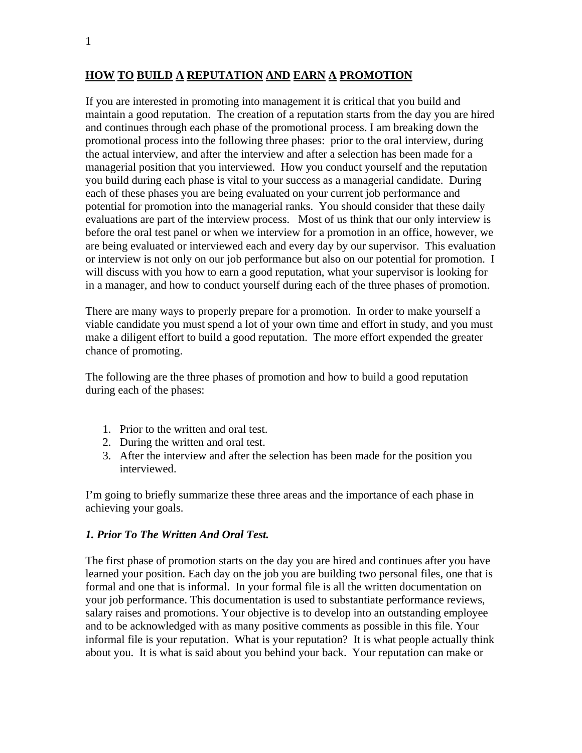# HOW TO BUILD A REPUTATION AND EARN A PROMOTION

If you are interested in promoting into management it is critical that you build and maintain a good reputation. The creation of a reputation starts from the day you are hired and continues through each phase of the promotional process. I am breaking down the promotional process into the following three phases: prior to the oral interview, during the actual interview, and after the interview and after a selection has been made for a managerial position that you interviewed. How you conduct yourself and the reputation you build during each phase is vital to your success as a managerial candidate. During each of these phases you are being evaluated on your current job performance and potential for promotion into the managerial ranks. You should consider that these daily evaluations are part of the interview process. Most of us think that our only interview is before the oral test panel or when we interview for a promotion in an office, however, we are being evaluated or interviewed each and every day by our supervisor. This evaluation or interview is not only on our job performance but also on our potential for promotion. I will discuss with you how to earn a good reputation, what your supervisor is looking for in a manager, and how to conduct yourself during each of the three phases of promotion.

There are many ways to properly prepare for a promotion. In order to make yourself a viable candidate you must spend a lot of your own time and effort in study, and you must make a diligent effort to build a good reputation. The more effort expended the greater chance of promoting.

The following are the three phases of promotion and how to build a good reputation during each of the phases:

1. Prior to the written and oral test.
2. During the written and oral test.
3. After the interview and after the selection has been made for the position you interviewed.

I'm going to briefly summarize these three areas and the importance of each phase in achieving your goals.

### *1. Prior To The Written And Oral Test.*

The first phase of promotion starts on the day you are hired and continues after you have learned your position. Each day on the job you are building two personal files, one that is formal and one that is informal. In your formal file is all the written documentation on your job performance. This documentation is used to substantiate performance reviews, salary raises and promotions. Your objective is to develop into an outstanding employee and to be acknowledged with as many positive comments as possible in this file. Your informal file is your reputation. What is your reputation? It is what people actually think about you. It is what is said about you behind your back. Your reputation can make or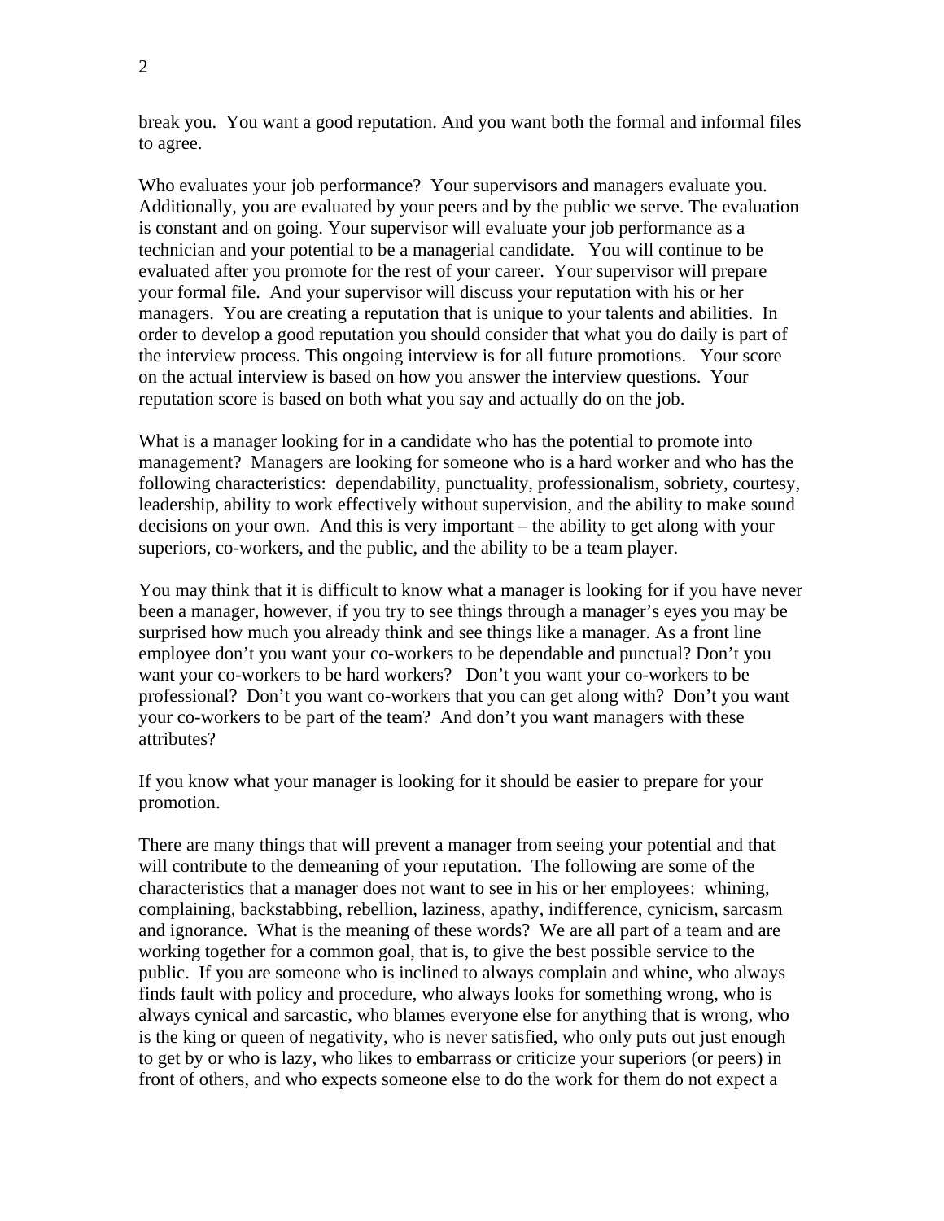break you. You want a good reputation. And you want both the formal and informal files to agree.

Who evaluates your job performance? Your supervisors and managers evaluate you. Additionally, you are evaluated by your peers and by the public we serve. The evaluation is constant and on going. Your supervisor will evaluate your job performance as a technician and your potential to be a managerial candidate. You will continue to be evaluated after you promote for the rest of your career. Your supervisor will prepare your formal file. And your supervisor will discuss your reputation with his or her managers. You are creating a reputation that is unique to your talents and abilities. In order to develop a good reputation you should consider that what you do daily is part of the interview process. This ongoing interview is for all future promotions. Your score on the actual interview is based on how you answer the interview questions. Your reputation score is based on both what you say and actually do on the job.

What is a manager looking for in a candidate who has the potential to promote into management? Managers are looking for someone who is a hard worker and who has the following characteristics: dependability, punctuality, professionalism, sobriety, courtesy, leadership, ability to work effectively without supervision, and the ability to make sound decisions on your own. And this is very important – the ability to get along with your superiors, co-workers, and the public, and the ability to be a team player.

You may think that it is difficult to know what a manager is looking for if you have never been a manager, however, if you try to see things through a manager's eyes you may be surprised how much you already think and see things like a manager. As a front line employee don't you want your co-workers to be dependable and punctual? Don't you want your co-workers to be hard workers? Don't you want your co-workers to be professional? Don't you want co-workers that you can get along with? Don't you want your co-workers to be part of the team? And don't you want managers with these attributes?

If you know what your manager is looking for it should be easier to prepare for your promotion.

There are many things that will prevent a manager from seeing your potential and that will contribute to the demeaning of your reputation. The following are some of the characteristics that a manager does not want to see in his or her employees: whining, complaining, backstabbing, rebellion, laziness, apathy, indifference, cynicism, sarcasm and ignorance. What is the meaning of these words? We are all part of a team and are working together for a common goal, that is, to give the best possible service to the public. If you are someone who is inclined to always complain and whine, who always finds fault with policy and procedure, who always looks for something wrong, who is always cynical and sarcastic, who blames everyone else for anything that is wrong, who is the king or queen of negativity, who is never satisfied, who only puts out just enough to get by or who is lazy, who likes to embarrass or criticize your superiors (or peers) in front of others, and who expects someone else to do the work for them do not expect a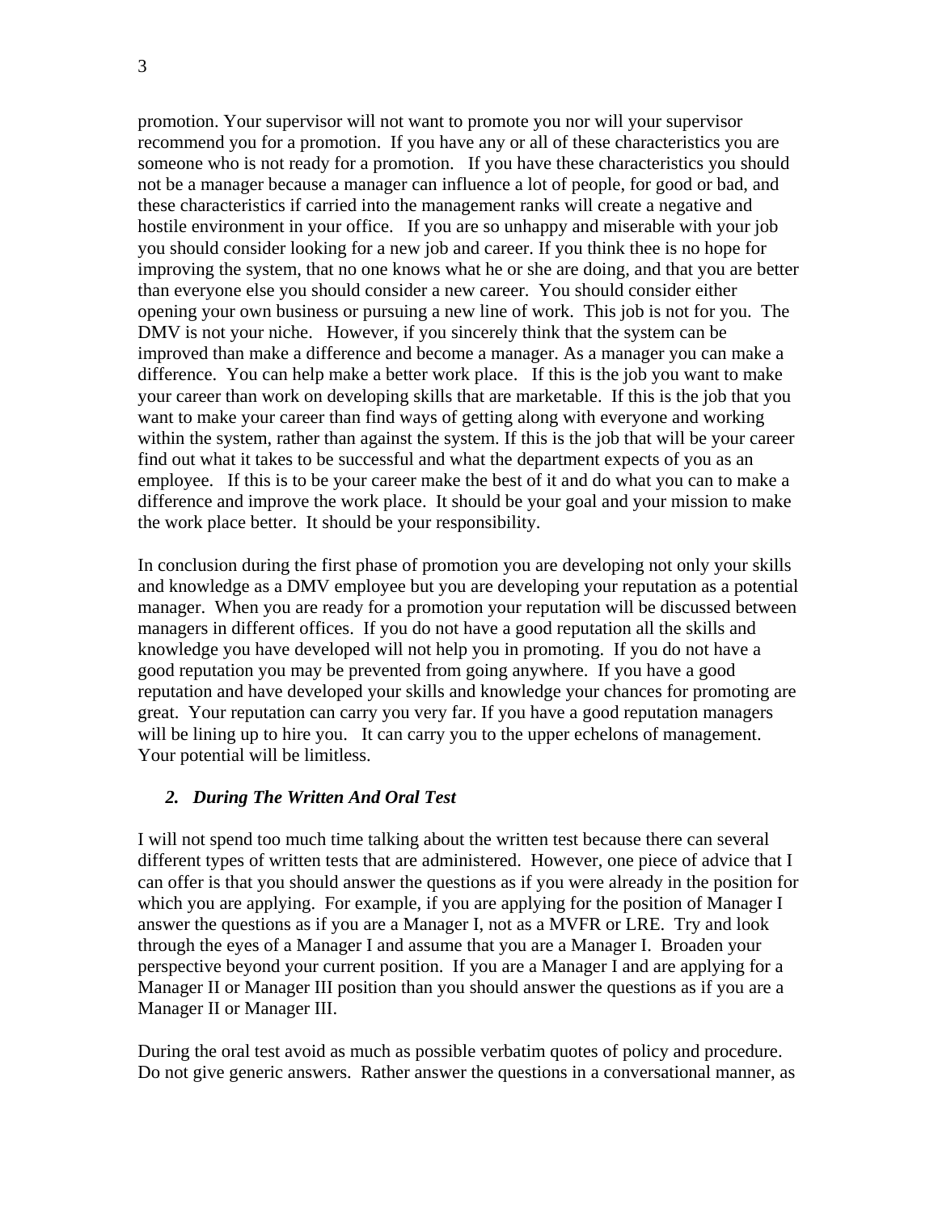promotion. Your supervisor will not want to promote you nor will your supervisor recommend you for a promotion. If you have any or all of these characteristics you are someone who is not ready for a promotion. If you have these characteristics you should not be a manager because a manager can influence a lot of people, for good or bad, and these characteristics if carried into the management ranks will create a negative and hostile environment in your office. If you are so unhappy and miserable with your job you should consider looking for a new job and career. If you think thee is no hope for improving the system, that no one knows what he or she are doing, and that you are better than everyone else you should consider a new career. You should consider either opening your own business or pursuing a new line of work. This job is not for you. The DMV is not your niche. However, if you sincerely think that the system can be improved than make a difference and become a manager. As a manager you can make a difference. You can help make a better work place. If this is the job you want to make your career than work on developing skills that are marketable. If this is the job that you want to make your career than find ways of getting along with everyone and working within the system, rather than against the system. If this is the job that will be your career find out what it takes to be successful and what the department expects of you as an employee. If this is to be your career make the best of it and do what you can to make a difference and improve the work place. It should be your goal and your mission to make the work place better. It should be your responsibility.

In conclusion during the first phase of promotion you are developing not only your skills and knowledge as a DMV employee but you are developing your reputation as a potential manager. When you are ready for a promotion your reputation will be discussed between managers in different offices. If you do not have a good reputation all the skills and knowledge you have developed will not help you in promoting. If you do not have a good reputation you may be prevented from going anywhere. If you have a good reputation and have developed your skills and knowledge your chances for promoting are great. Your reputation can carry you very far. If you have a good reputation managers will be lining up to hire you. It can carry you to the upper echelons of management. Your potential will be limitless.

### *2. During The Written And Oral Test*

I will not spend too much time talking about the written test because there can several different types of written tests that are administered. However, one piece of advice that I can offer is that you should answer the questions as if you were already in the position for which you are applying. For example, if you are applying for the position of Manager I answer the questions as if you are a Manager I, not as a MVFR or LRE. Try and look through the eyes of a Manager I and assume that you are a Manager I. Broaden your perspective beyond your current position. If you are a Manager I and are applying for a Manager II or Manager III position than you should answer the questions as if you are a Manager II or Manager III.

During the oral test avoid as much as possible verbatim quotes of policy and procedure. Do not give generic answers. Rather answer the questions in a conversational manner, as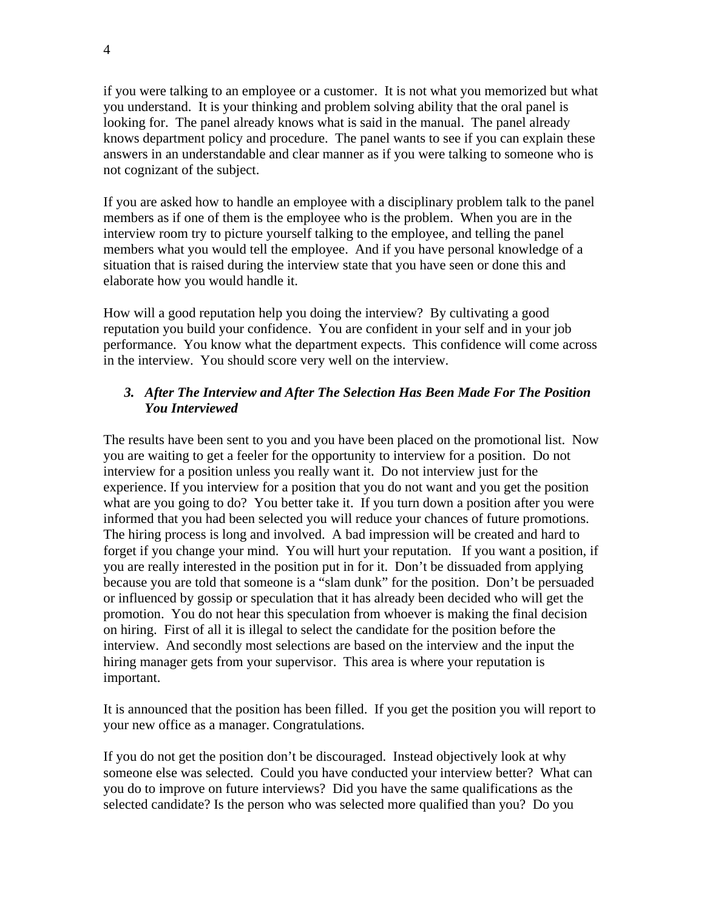if you were talking to an employee or a customer. It is not what you memorized but what you understand. It is your thinking and problem solving ability that the oral panel is looking for. The panel already knows what is said in the manual. The panel already knows department policy and procedure. The panel wants to see if you can explain these answers in an understandable and clear manner as if you were talking to someone who is not cognizant of the subject.

If you are asked how to handle an employee with a disciplinary problem talk to the panel members as if one of them is the employee who is the problem. When you are in the interview room try to picture yourself talking to the employee, and telling the panel members what you would tell the employee. And if you have personal knowledge of a situation that is raised during the interview state that you have seen or done this and elaborate how you would handle it.

How will a good reputation help you doing the interview? By cultivating a good reputation you build your confidence. You are confident in your self and in your job performance. You know what the department expects. This confidence will come across in the interview. You should score very well on the interview.

### 3. *After The Interview and After The Selection Has Been Made For The Position You Interviewed*

The results have been sent to you and you have been placed on the promotional list. Now you are waiting to get a feeler for the opportunity to interview for a position. Do not interview for a position unless you really want it. Do not interview just for the experience. If you interview for a position that you do not want and you get the position what are you going to do? You better take it. If you turn down a position after you were informed that you had been selected you will reduce your chances of future promotions. The hiring process is long and involved. A bad impression will be created and hard to forget if you change your mind. You will hurt your reputation. If you want a position, if you are really interested in the position put in for it. Don't be dissuaded from applying because you are told that someone is a "slam dunk" for the position. Don't be persuaded or influenced by gossip or speculation that it has already been decided who will get the promotion. You do not hear this speculation from whoever is making the final decision on hiring. First of all it is illegal to select the candidate for the position before the interview. And secondly most selections are based on the interview and the input the hiring manager gets from your supervisor. This area is where your reputation is important.

It is announced that the position has been filled. If you get the position you will report to your new office as a manager. Congratulations.

If you do not get the position don't be discouraged. Instead objectively look at why someone else was selected. Could you have conducted your interview better? What can you do to improve on future interviews? Did you have the same qualifications as the selected candidate? Is the person who was selected more qualified than you? Do you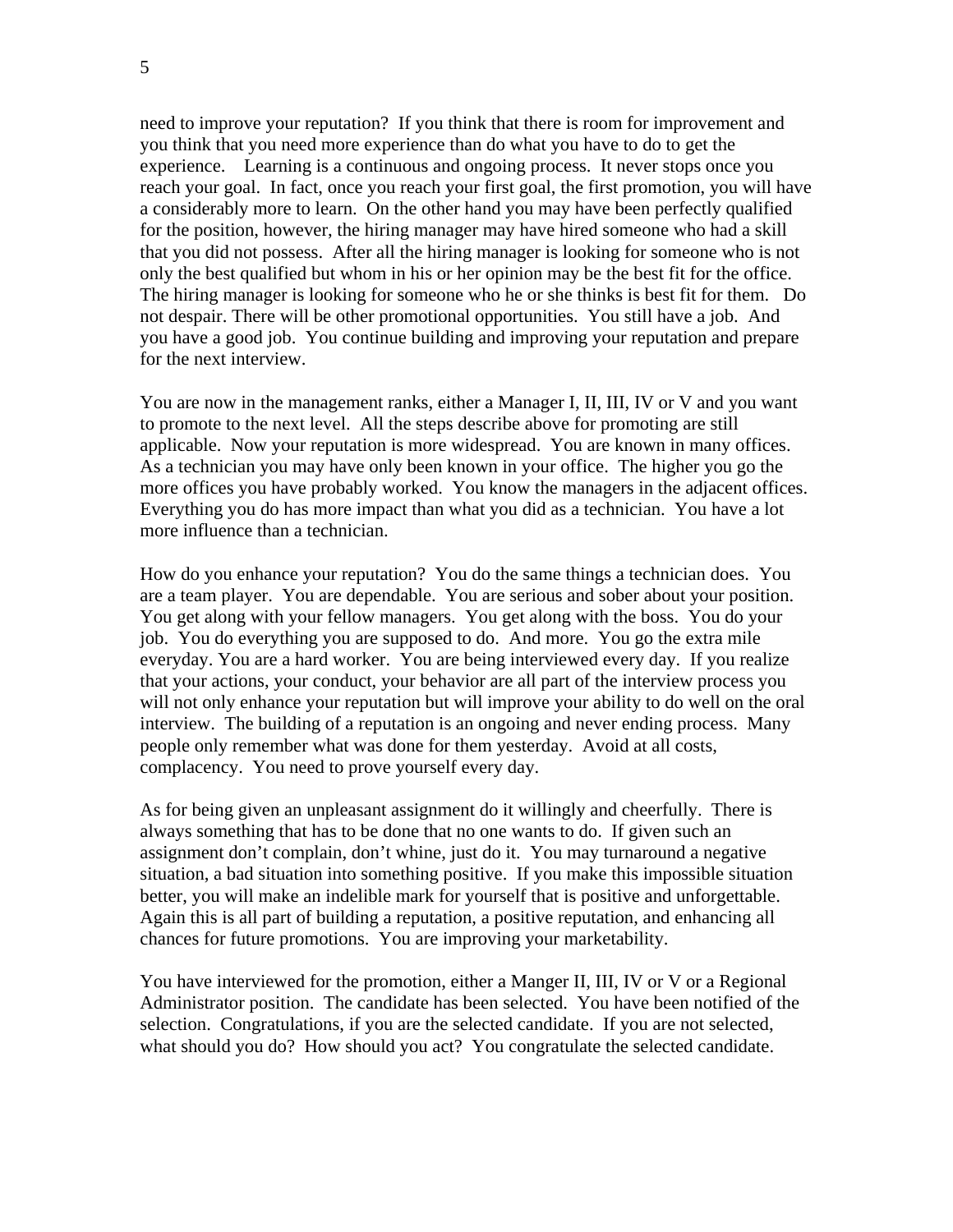need to improve your reputation? If you think that there is room for improvement and you think that you need more experience than do what you have to do to get the experience. Learning is a continuous and ongoing process. It never stops once you reach your goal. In fact, once you reach your first goal, the first promotion, you will have a considerably more to learn. On the other hand you may have been perfectly qualified for the position, however, the hiring manager may have hired someone who had a skill that you did not possess. After all the hiring manager is looking for someone who is not only the best qualified but whom in his or her opinion may be the best fit for the office. The hiring manager is looking for someone who he or she thinks is best fit for them. Do not despair. There will be other promotional opportunities. You still have a job. And you have a good job. You continue building and improving your reputation and prepare for the next interview.

You are now in the management ranks, either a Manager I, II, III, IV or V and you want to promote to the next level. All the steps describe above for promoting are still applicable. Now your reputation is more widespread. You are known in many offices. As a technician you may have only been known in your office. The higher you go the more offices you have probably worked. You know the managers in the adjacent offices. Everything you do has more impact than what you did as a technician. You have a lot more influence than a technician.

How do you enhance your reputation? You do the same things a technician does. You are a team player. You are dependable. You are serious and sober about your position. You get along with your fellow managers. You get along with the boss. You do your job. You do everything you are supposed to do. And more. You go the extra mile everyday. You are a hard worker. You are being interviewed every day. If you realize that your actions, your conduct, your behavior are all part of the interview process you will not only enhance your reputation but will improve your ability to do well on the oral interview. The building of a reputation is an ongoing and never ending process. Many people only remember what was done for them yesterday. Avoid at all costs, complacency. You need to prove yourself every day.

As for being given an unpleasant assignment do it willingly and cheerfully. There is always something that has to be done that no one wants to do. If given such an assignment don't complain, don't whine, just do it. You may turnaround a negative situation, a bad situation into something positive. If you make this impossible situation better, you will make an indelible mark for yourself that is positive and unforgettable. Again this is all part of building a reputation, a positive reputation, and enhancing all chances for future promotions. You are improving your marketability.

You have interviewed for the promotion, either a Manger II, III, IV or V or a Regional Administrator position. The candidate has been selected. You have been notified of the selection. Congratulations, if you are the selected candidate. If you are not selected, what should you do? How should you act? You congratulate the selected candidate.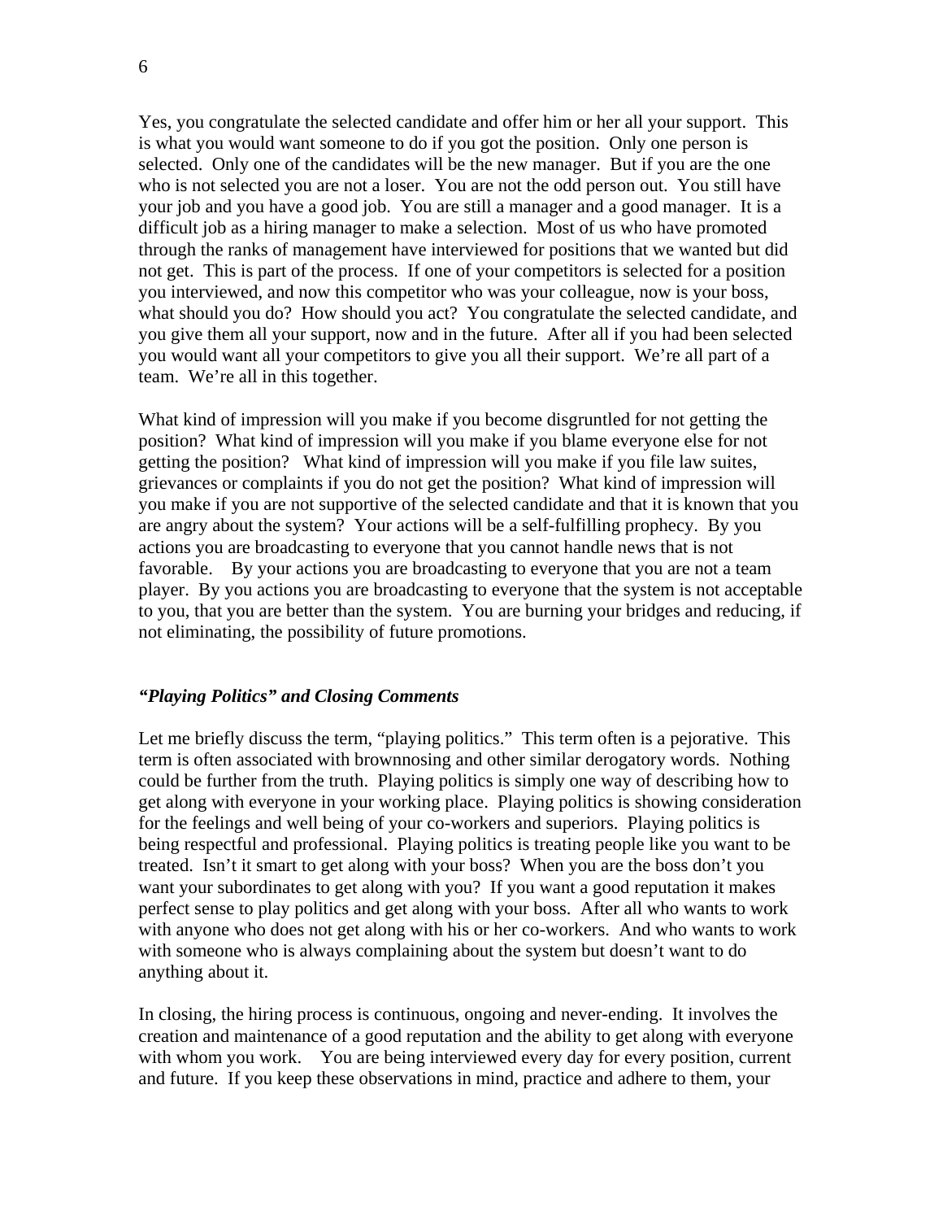Yes, you congratulate the selected candidate and offer him or her all your support. This is what you would want someone to do if you got the position. Only one person is selected. Only one of the candidates will be the new manager. But if you are the one who is not selected you are not a loser. You are not the odd person out. You still have your job and you have a good job. You are still a manager and a good manager. It is a difficult job as a hiring manager to make a selection. Most of us who have promoted through the ranks of management have interviewed for positions that we wanted but did not get. This is part of the process. If one of your competitors is selected for a position you interviewed, and now this competitor who was your colleague, now is your boss, what should you do? How should you act? You congratulate the selected candidate, and you give them all your support, now and in the future. After all if you had been selected you would want all your competitors to give you all their support. We're all part of a team. We're all in this together.

What kind of impression will you make if you become disgruntled for not getting the position? What kind of impression will you make if you blame everyone else for not getting the position? What kind of impression will you make if you file law suites, grievances or complaints if you do not get the position? What kind of impression will you make if you are not supportive of the selected candidate and that it is known that you are angry about the system? Your actions will be a self-fulfilling prophecy. By you actions you are broadcasting to everyone that you cannot handle news that is not favorable. By your actions you are broadcasting to everyone that you are not a team player. By you actions you are broadcasting to everyone that the system is not acceptable to you, that you are better than the system. You are burning your bridges and reducing, if not eliminating, the possibility of future promotions.

### *"Playing Politics" and Closing Comments*

Let me briefly discuss the term, "playing politics." This term often is a pejorative. This term is often associated with brownnosing and other similar derogatory words. Nothing could be further from the truth. Playing politics is simply one way of describing how to get along with everyone in your working place. Playing politics is showing consideration for the feelings and well being of your co-workers and superiors. Playing politics is being respectful and professional. Playing politics is treating people like you want to be treated. Isn't it smart to get along with your boss? When you are the boss don't you want your subordinates to get along with you? If you want a good reputation it makes perfect sense to play politics and get along with your boss. After all who wants to work with anyone who does not get along with his or her co-workers. And who wants to work with someone who is always complaining about the system but doesn't want to do anything about it.

In closing, the hiring process is continuous, ongoing and never-ending. It involves the creation and maintenance of a good reputation and the ability to get along with everyone with whom you work. You are being interviewed every day for every position, current and future. If you keep these observations in mind, practice and adhere to them, your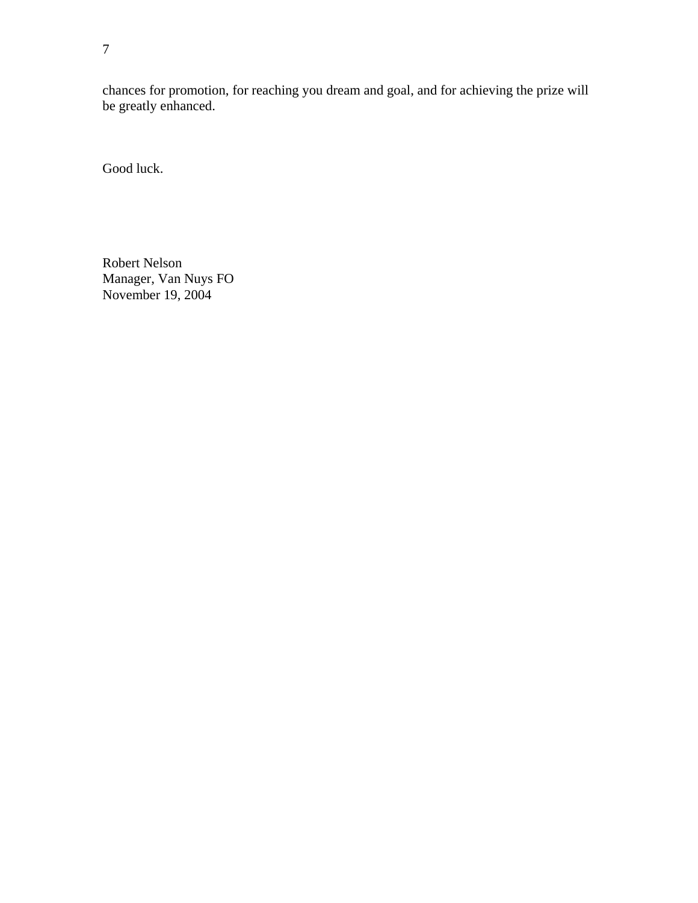chances for promotion, for reaching you dream and goal, and for achieving the prize will be greatly enhanced.

Good luck.

Robert Nelson
Manager, Van Nuys FO
November 19, 2004